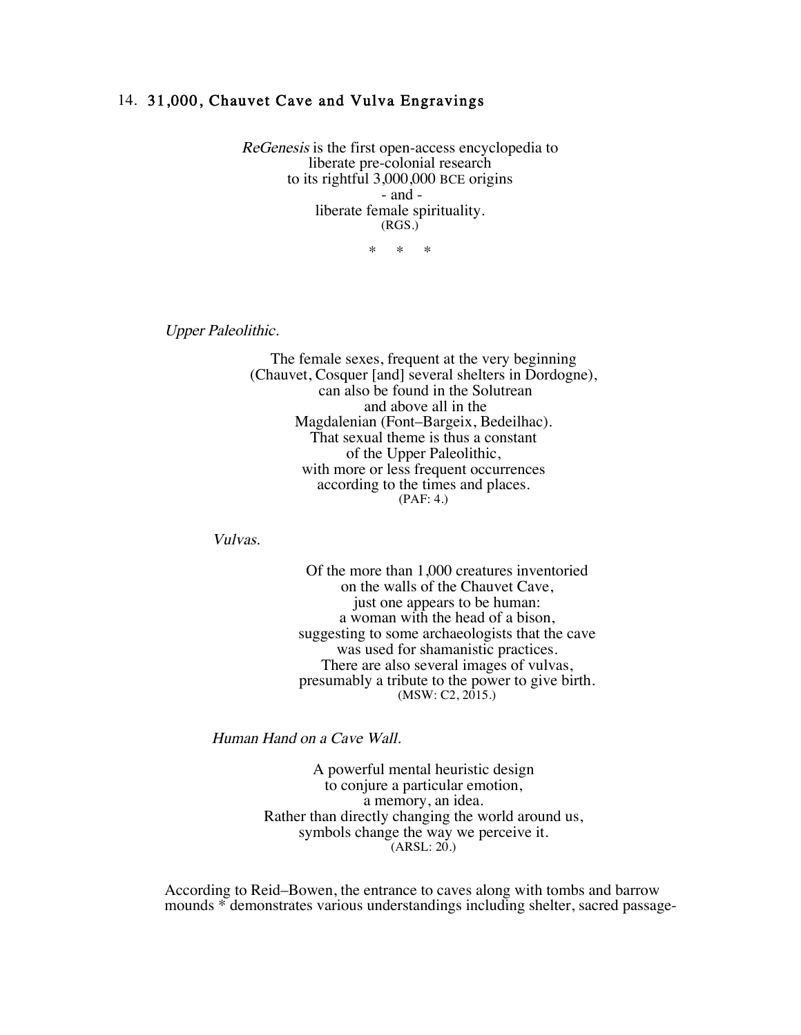## 14. 31,000, Chauvet Cave and Vulva Engravings

*ReGenesis* is the first open-access encyclopedia to
liberate pre-colonial research
to its rightful 3,000,000 BCE origins
- and -
liberate female spirituality.
(RGS.)

\* \* \*

*Upper Paleolithic.*

The female sexes, frequent at the very beginning
(Chauvet, Cosquer [and] several shelters in Dordogne),
can also be found in the Solutrean
and above all in the
Magdalenian (Font–Bargeix, Bedeilhac).
That sexual theme is thus a constant
of the Upper Paleolithic,
with more or less frequent occurrences
according to the times and places.
(PAF: 4.)

*Vulvas.*

Of the more than 1,000 creatures inventoried
on the walls of the Chauvet Cave,
just one appears to be human:
a woman with the head of a bison,
suggesting to some archaeologists that the cave
was used for shamanistic practices.
There are also several images of vulvas,
presumably a tribute to the power to give birth.
(MSW: C2, 2015.)

*Human Hand on a Cave Wall.*

A powerful mental heuristic design
to conjure a particular emotion,
a memory, an idea.
Rather than directly changing the world around us,
symbols change the way we perceive it.
(ARSL: 20.)

According to Reid–Bowen, the entrance to caves along with tombs and barrow mounds * demonstrates various understandings including shelter, sacred passage-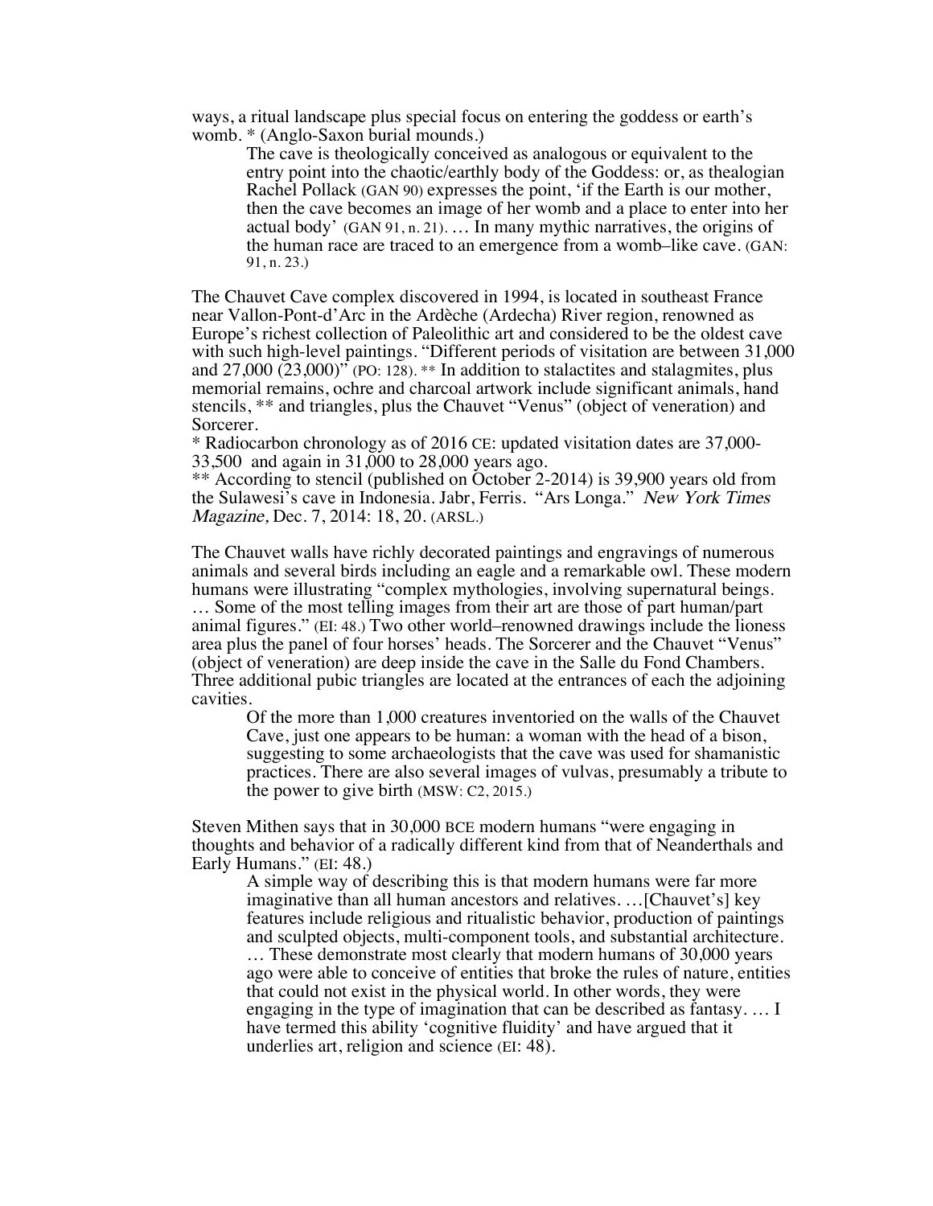ways, a ritual landscape plus special focus on entering the goddess or earth's womb. * (Anglo-Saxon burial mounds.)

> The cave is theologically conceived as analogous or equivalent to the entry point into the chaotic/earthly body of the Goddess: or, as thealogian Rachel Pollack (GAN 90) expresses the point, 'if the Earth is our mother, then the cave becomes an image of her womb and a place to enter into her actual body' (GAN 91, n. 21). … In many mythic narratives, the origins of the human race are traced to an emergence from a womb–like cave. (GAN: 91, n. 23.)

The Chauvet Cave complex discovered in 1994, is located in southeast France near Vallon-Pont-d'Arc in the Ardèche (Ardecha) River region, renowned as Europe's richest collection of Paleolithic art and considered to be the oldest cave with such high-level paintings. "Different periods of visitation are between 31,000 and 27,000 (23,000)" (PO: 128). ** In addition to stalactites and stalagmites, plus memorial remains, ochre and charcoal artwork include significant animals, hand stencils, ** and triangles, plus the Chauvet "Venus" (object of veneration) and Sorcerer.

* Radiocarbon chronology as of 2016 CE: updated visitation dates are 37,000-33,500 and again in 31,000 to 28,000 years ago.

** According to stencil (published on October 2-2014) is 39,900 years old from the Sulawesi's cave in Indonesia. Jabr, Ferris. "Ars Longa." *New York Times Magazine*, Dec. 7, 2014: 18, 20. (ARSL.)

The Chauvet walls have richly decorated paintings and engravings of numerous animals and several birds including an eagle and a remarkable owl. These modern humans were illustrating "complex mythologies, involving supernatural beings. … Some of the most telling images from their art are those of part human/part animal figures." (EI: 48.) Two other world–renowned drawings include the lioness area plus the panel of four horses' heads. The Sorcerer and the Chauvet "Venus" (object of veneration) are deep inside the cave in the Salle du Fond Chambers. Three additional pubic triangles are located at the entrances of each the adjoining cavities.

> Of the more than 1,000 creatures inventoried on the walls of the Chauvet Cave, just one appears to be human: a woman with the head of a bison, suggesting to some archaeologists that the cave was used for shamanistic practices. There are also several images of vulvas, presumably a tribute to the power to give birth (MSW: C2, 2015.)

Steven Mithen says that in 30,000 BCE modern humans "were engaging in thoughts and behavior of a radically different kind from that of Neanderthals and Early Humans." (EI: 48.)

> A simple way of describing this is that modern humans were far more imaginative than all human ancestors and relatives. …[Chauvet's] key features include religious and ritualistic behavior, production of paintings and sculpted objects, multi-component tools, and substantial architecture. … These demonstrate most clearly that modern humans of 30,000 years ago were able to conceive of entities that broke the rules of nature, entities that could not exist in the physical world. In other words, they were engaging in the type of imagination that can be described as fantasy. … I have termed this ability 'cognitive fluidity' and have argued that it underlies art, religion and science (EI: 48).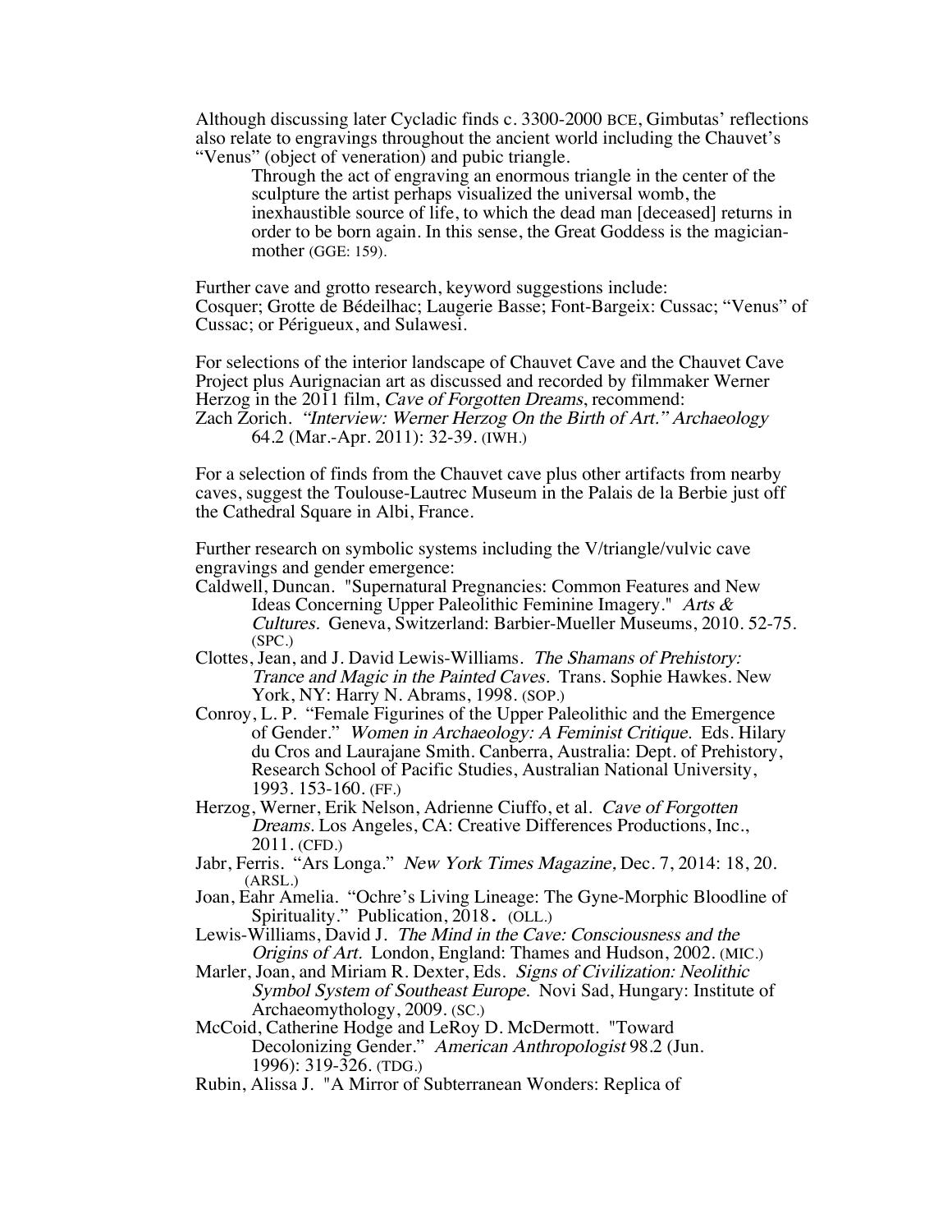Although discussing later Cycladic finds c. 3300-2000 BCE, Gimbutas' reflections also relate to engravings throughout the ancient world including the Chauvet's "Venus" (object of veneration) and pubic triangle.

> Through the act of engraving an enormous triangle in the center of the sculpture the artist perhaps visualized the universal womb, the inexhaustible source of life, to which the dead man [deceased] returns in order to be born again. In this sense, the Great Goddess is the magician-mother (GGE: 159).

Further cave and grotto research, keyword suggestions include: Cosquer; Grotte de Bédeilhac; Laugerie Basse; Font-Bargeix: Cussac; "Venus" of Cussac; or Périgueux, and Sulawesi.

For selections of the interior landscape of Chauvet Cave and the Chauvet Cave Project plus Aurignacian art as discussed and recorded by filmmaker Werner Herzog in the 2011 film, *Cave of Forgotten Dreams*, recommend:
Zach Zorich. *"Interview: Werner Herzog On the Birth of Art." Archaeology* 64.2 (Mar.-Apr. 2011): 32-39. (IWH.)

For a selection of finds from the Chauvet cave plus other artifacts from nearby caves, suggest the Toulouse-Lautrec Museum in the Palais de la Berbie just off the Cathedral Square in Albi, France.

Further research on symbolic systems including the V/triangle/vulvic cave engravings and gender emergence:

Caldwell, Duncan. "Supernatural Pregnancies: Common Features and New Ideas Concerning Upper Paleolithic Feminine Imagery." *Arts & Cultures.* Geneva, Switzerland: Barbier-Mueller Museums, 2010. 52-75. (SPC.)

Clottes, Jean, and J. David Lewis-Williams. *The Shamans of Prehistory: Trance and Magic in the Painted Caves.* Trans. Sophie Hawkes. New York, NY: Harry N. Abrams, 1998. (SOP.)

Conroy, L. P. "Female Figurines of the Upper Paleolithic and the Emergence of Gender." *Women in Archaeology: A Feminist Critique.* Eds. Hilary du Cros and Laurajane Smith. Canberra, Australia: Dept. of Prehistory, Research School of Pacific Studies, Australian National University, 1993. 153-160. (FF.)

Herzog, Werner, Erik Nelson, Adrienne Ciuffo, et al. *Cave of Forgotten Dreams.* Los Angeles, CA: Creative Differences Productions, Inc., 2011. (CFD.)

Jabr, Ferris. "Ars Longa." *New York Times Magazine,* Dec. 7, 2014: 18, 20. (ARSL.)

Joan, Eahr Amelia. "Ochre's Living Lineage: The Gyne-Morphic Bloodline of Spirituality." Publication, 2018. (OLL.)

Lewis-Williams, David J. *The Mind in the Cave: Consciousness and the Origins of Art.* London, England: Thames and Hudson, 2002. (MIC.)

Marler, Joan, and Miriam R. Dexter, Eds. *Signs of Civilization: Neolithic Symbol System of Southeast Europe.* Novi Sad, Hungary: Institute of Archaeomythology, 2009. (SC.)

McCoid, Catherine Hodge and LeRoy D. McDermott. "Toward Decolonizing Gender." *American Anthropologist* 98.2 (Jun. 1996): 319-326. (TDG.)

Rubin, Alissa J. "A Mirror of Subterranean Wonders: Replica of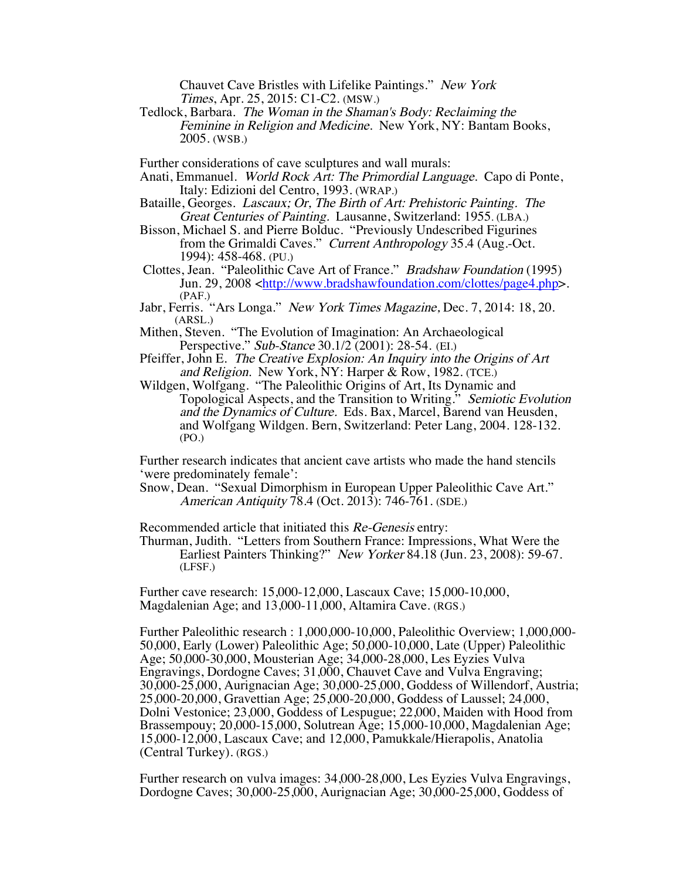Chauvet Cave Bristles with Lifelike Paintings." *New York Times*, Apr. 25, 2015: C1-C2. (MSW.)

Tedlock, Barbara. *The Woman in the Shaman's Body: Reclaiming the Feminine in Religion and Medicine.* New York, NY: Bantam Books, 2005. (WSB.)

Further considerations of cave sculptures and wall murals:

Anati, Emmanuel. *World Rock Art: The Primordial Language.* Capo di Ponte, Italy: Edizioni del Centro, 1993. (WRAP.)

Bataille, Georges. *Lascaux; Or, The Birth of Art: Prehistoric Painting. The Great Centuries of Painting.* Lausanne, Switzerland: 1955. (LBA.)

Bisson, Michael S. and Pierre Bolduc. "Previously Undescribed Figurines from the Grimaldi Caves." *Current Anthropology* 35.4 (Aug.-Oct. 1994): 458-468. (PU.)

Clottes, Jean. "Paleolithic Cave Art of France." *Bradshaw Foundation* (1995) Jun. 29, 2008 <http://www.bradshawfoundation.com/clottes/page4.php>. (PAF.)

Jabr, Ferris. "Ars Longa." *New York Times Magazine,* Dec. 7, 2014: 18, 20. (ARSL.)

Mithen, Steven. "The Evolution of Imagination: An Archaeological Perspective." *Sub-Stance* 30.1/2 (2001): 28-54. (EI.)

Pfeiffer, John E. *The Creative Explosion: An Inquiry into the Origins of Art and Religion.* New York, NY: Harper & Row, 1982. (TCE.)

Wildgen, Wolfgang. "The Paleolithic Origins of Art, Its Dynamic and Topological Aspects, and the Transition to Writing." *Semiotic Evolution and the Dynamics of Culture.* Eds. Bax, Marcel, Barend van Heusden, and Wolfgang Wildgen. Bern, Switzerland: Peter Lang, 2004. 128-132. (PO.)

Further research indicates that ancient cave artists who made the hand stencils 'were predominately female':

Snow, Dean. "Sexual Dimorphism in European Upper Paleolithic Cave Art." *American Antiquity* 78.4 (Oct. 2013): 746-761. (SDE.)

Recommended article that initiated this *Re-Genesis* entry:

Thurman, Judith. "Letters from Southern France: Impressions, What Were the Earliest Painters Thinking?" *New Yorker* 84.18 (Jun. 23, 2008): 59-67. (LFSF.)

Further cave research: 15,000-12,000, Lascaux Cave; 15,000-10,000, Magdalenian Age; and 13,000-11,000, Altamira Cave. (RGS.)

Further Paleolithic research : 1,000,000-10,000, Paleolithic Overview; 1,000,000-50,000, Early (Lower) Paleolithic Age; 50,000-10,000, Late (Upper) Paleolithic Age; 50,000-30,000, Mousterian Age; 34,000-28,000, Les Eyzies Vulva Engravings, Dordogne Caves; 31,000, Chauvet Cave and Vulva Engraving; 30,000-25,000, Aurignacian Age; 30,000-25,000, Goddess of Willendorf, Austria; 25,000-20,000, Gravettian Age; 25,000-20,000, Goddess of Laussel; 24,000, Dolni Vestonice; 23,000, Goddess of Lespugue; 22,000, Maiden with Hood from Brassempouy; 20,000-15,000, Solutrean Age; 15,000-10,000, Magdalenian Age; 15,000-12,000, Lascaux Cave; and 12,000, Pamukkale/Hierapolis, Anatolia (Central Turkey). (RGS.)

Further research on vulva images: 34,000-28,000, Les Eyzies Vulva Engravings, Dordogne Caves; 30,000-25,000, Aurignacian Age; 30,000-25,000, Goddess of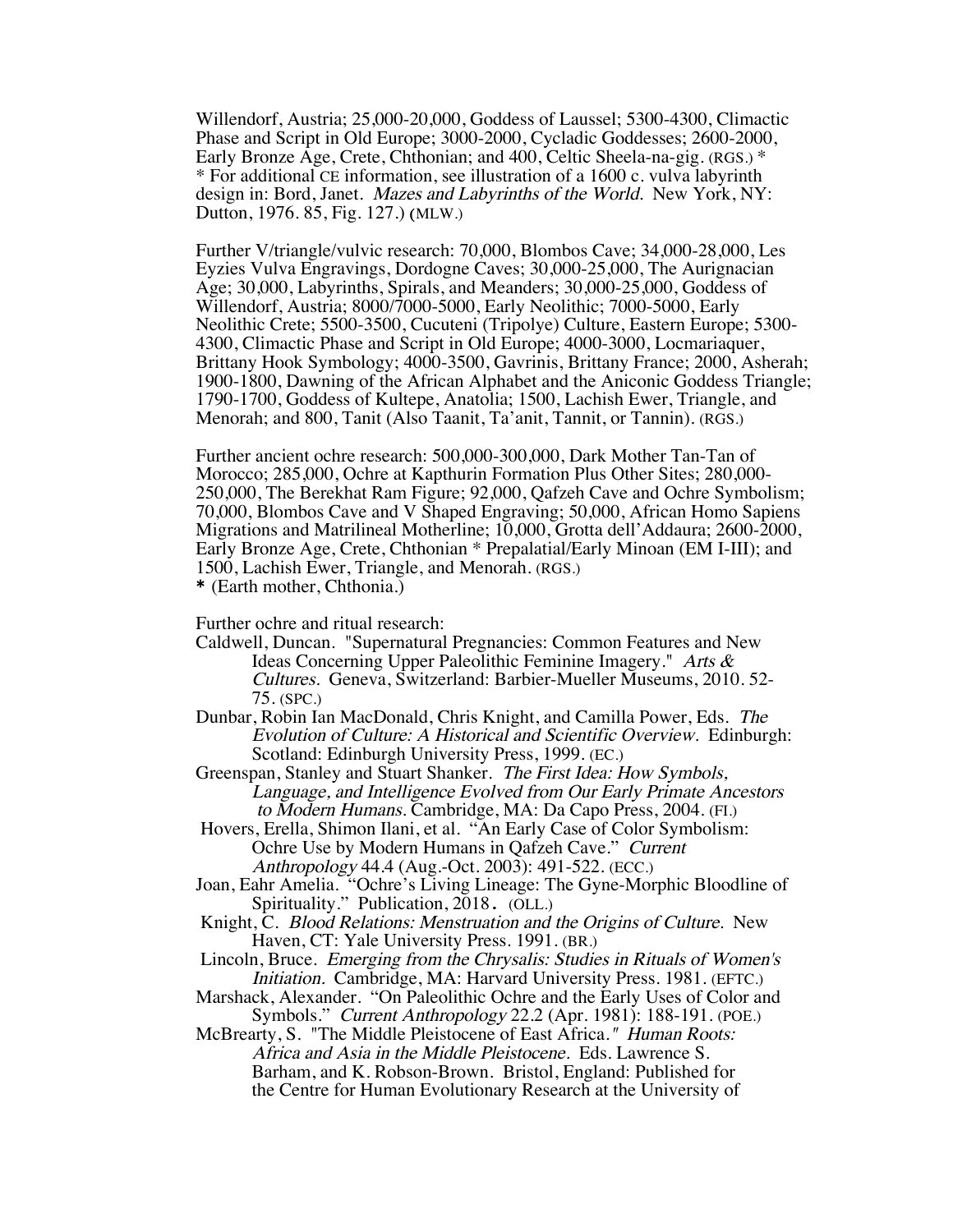Willendorf, Austria; 25,000-20,000, Goddess of Laussel; 5300-4300, Climactic Phase and Script in Old Europe; 3000-2000, Cycladic Goddesses; 2600-2000, Early Bronze Age, Crete, Chthonian; and 400, Celtic Sheela-na-gig. (RGS.) *
* For additional CE information, see illustration of a 1600 c. vulva labyrinth design in: Bord, Janet. *Mazes and Labyrinths of the World.* New York, NY: Dutton, 1976. 85, Fig. 127.) (MLW.)

Further V/triangle/vulvic research: 70,000, Blombos Cave; 34,000-28,000, Les Eyzies Vulva Engravings, Dordogne Caves; 30,000-25,000, The Aurignacian Age; 30,000, Labyrinths, Spirals, and Meanders; 30,000-25,000, Goddess of Willendorf, Austria; 8000/7000-5000, Early Neolithic; 7000-5000, Early Neolithic Crete; 5500-3500, Cucuteni (Tripolye) Culture, Eastern Europe; 5300-4300, Climactic Phase and Script in Old Europe; 4000-3000, Locmariaquer, Brittany Hook Symbology; 4000-3500, Gavrinis, Brittany France; 2000, Asherah; 1900-1800, Dawning of the African Alphabet and the Aniconic Goddess Triangle; 1790-1700, Goddess of Kultepe, Anatolia; 1500, Lachish Ewer, Triangle, and Menorah; and 800, Tanit (Also Taanit, Ta'anit, Tannit, or Tannin). (RGS.)

Further ancient ochre research: 500,000-300,000, Dark Mother Tan-Tan of Morocco; 285,000, Ochre at Kapthurin Formation Plus Other Sites; 280,000-250,000, The Berekhat Ram Figure; 92,000, Qafzeh Cave and Ochre Symbolism; 70,000, Blombos Cave and V Shaped Engraving; 50,000, African Homo Sapiens Migrations and Matrilineal Motherline; 10,000, Grotta dell'Addaura; 2600-2000, Early Bronze Age, Crete, Chthonian * Prepalatial/Early Minoan (EM I-III); and 1500, Lachish Ewer, Triangle, and Menorah. (RGS.)
* (Earth mother, Chthonia.)

Further ochre and ritual research:

Caldwell, Duncan. "Supernatural Pregnancies: Common Features and New Ideas Concerning Upper Paleolithic Feminine Imagery." *Arts & Cultures.* Geneva, Switzerland: Barbier-Mueller Museums, 2010. 52-75. (SPC.)

Dunbar, Robin Ian MacDonald, Chris Knight, and Camilla Power, Eds. *The Evolution of Culture: A Historical and Scientific Overview.* Edinburgh: Scotland: Edinburgh University Press, 1999. (EC.)

Greenspan, Stanley and Stuart Shanker. *The First Idea: How Symbols, Language, and Intelligence Evolved from Our Early Primate Ancestors to Modern Humans.* Cambridge, MA: Da Capo Press, 2004. (FI.)

Hovers, Erella, Shimon Ilani, et al. "An Early Case of Color Symbolism: Ochre Use by Modern Humans in Qafzeh Cave." *Current Anthropology* 44.4 (Aug.-Oct. 2003): 491-522. (ECC.)

Joan, Eahr Amelia. "Ochre's Living Lineage: The Gyne-Morphic Bloodline of Spirituality." Publication, 2018. (OLL.)

Knight, C. *Blood Relations: Menstruation and the Origins of Culture.* New Haven, CT: Yale University Press. 1991. (BR.)

Lincoln, Bruce. *Emerging from the Chrysalis: Studies in Rituals of Women's Initiation.* Cambridge, MA: Harvard University Press. 1981. (EFTC.)

Marshack, Alexander. "On Paleolithic Ochre and the Early Uses of Color and Symbols." *Current Anthropology* 22.2 (Apr. 1981): 188-191. (POE.)

McBrearty, S. "The Middle Pleistocene of East Africa." *Human Roots: Africa and Asia in the Middle Pleistocene.* Eds. Lawrence S. Barham, and K. Robson-Brown. Bristol, England: Published for the Centre for Human Evolutionary Research at the University of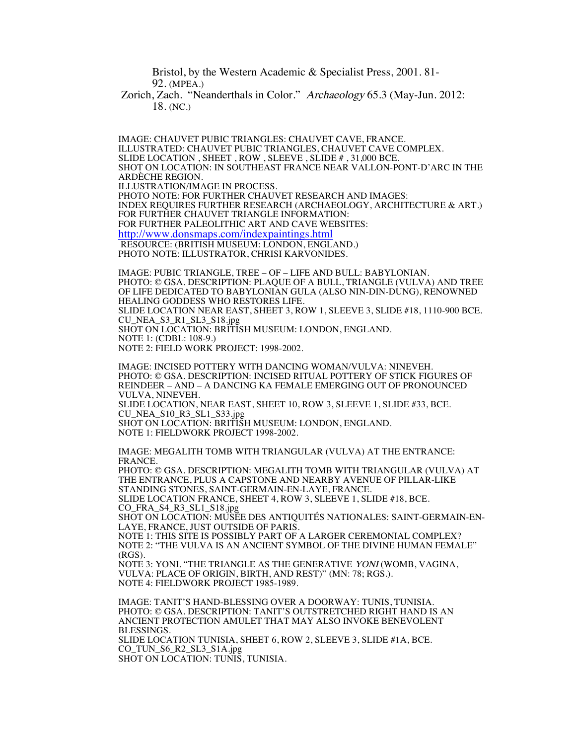Bristol, by the Western Academic & Specialist Press, 2001. 81-92. (MPEA.)

Zorich, Zach. "Neanderthals in Color." *Archaeology* 65.3 (May-Jun. 2012: 18. (NC.)

IMAGE: CHAUVET PUBIC TRIANGLES: CHAUVET CAVE, FRANCE.
ILLUSTRATED: CHAUVET PUBIC TRIANGLES, CHAUVET CAVE COMPLEX.
SLIDE LOCATION , SHEET , ROW , SLEEVE , SLIDE # , 31,000 BCE.
SHOT ON LOCATION: IN SOUTHEAST FRANCE NEAR VALLON-PONT-D'ARC IN THE ARDÈCHE REGION.
ILLUSTRATION/IMAGE IN PROCESS.
PHOTO NOTE: FOR FURTHER CHAUVET RESEARCH AND IMAGES:
INDEX REQUIRES FURTHER RESEARCH (ARCHAEOLOGY, ARCHITECTURE & ART.)
FOR FURTHER CHAUVET TRIANGLE INFORMATION:
FOR FURTHER PALEOLITHIC ART AND CAVE WEBSITES:
http://www.donsmaps.com/indexpaintings.html
RESOURCE: (BRITISH MUSEUM: LONDON, ENGLAND.)
PHOTO NOTE: ILLUSTRATOR, CHRISI KARVONIDES.

IMAGE: PUBIC TRIANGLE, TREE – OF – LIFE AND BULL: BABYLONIAN.
PHOTO: © GSA. DESCRIPTION: PLAQUE OF A BULL, TRIANGLE (VULVA) AND TREE OF LIFE DEDICATED TO BABYLONIAN GULA (ALSO NIN-DIN-DUNG), RENOWNED HEALING GODDESS WHO RESTORES LIFE.
SLIDE LOCATION NEAR EAST, SHEET 3, ROW 1, SLEEVE 3, SLIDE #18, 1110-900 BCE.
CU_NEA_S3_R1_SL3_S18.jpg
SHOT ON LOCATION: BRITISH MUSEUM: LONDON, ENGLAND.
NOTE 1: (CDBL: 108-9.)
NOTE 2: FIELD WORK PROJECT: 1998-2002.

IMAGE: INCISED POTTERY WITH DANCING WOMAN/VULVA: NINEVEH.
PHOTO: © GSA. DESCRIPTION: INCISED RITUAL POTTERY OF STICK FIGURES OF REINDEER – AND – A DANCING KA FEMALE EMERGING OUT OF PRONOUNCED VULVA, NINEVEH.
SLIDE LOCATION, NEAR EAST, SHEET 10, ROW 3, SLEEVE 1, SLIDE #33, BCE.
CU_NEA_S10_R3_SL1_S33.jpg
SHOT ON LOCATION: BRITISH MUSEUM: LONDON, ENGLAND.
NOTE 1: FIELDWORK PROJECT 1998-2002.

IMAGE: MEGALITH TOMB WITH TRIANGULAR (VULVA) AT THE ENTRANCE: FRANCE.
PHOTO: © GSA. DESCRIPTION: MEGALITH TOMB WITH TRIANGULAR (VULVA) AT THE ENTRANCE, PLUS A CAPSTONE AND NEARBY AVENUE OF PILLAR-LIKE STANDING STONES, SAINT-GERMAIN-EN-LAYE, FRANCE.
SLIDE LOCATION FRANCE, SHEET 4, ROW 3, SLEEVE 1, SLIDE #18, BCE.
CO_FRA_S4_R3_SL1_S18.jpg
SHOT ON LOCATION: MUSÉE DES ANTIQUITÉS NATIONALES: SAINT-GERMAIN-EN-LAYE, FRANCE, JUST OUTSIDE OF PARIS.
NOTE 1: THIS SITE IS POSSIBLY PART OF A LARGER CEREMONIAL COMPLEX?
NOTE 2: "THE VULVA IS AN ANCIENT SYMBOL OF THE DIVINE HUMAN FEMALE" (RGS).
NOTE 3: YONI. "THE TRIANGLE AS THE GENERATIVE *YONI* (WOMB, VAGINA, VULVA: PLACE OF ORIGIN, BIRTH, AND REST)" (MN: 78; RGS.).
NOTE 4: FIELDWORK PROJECT 1985-1989.

IMAGE: TANIT'S HAND-BLESSING OVER A DOORWAY: TUNIS, TUNISIA.
PHOTO: © GSA. DESCRIPTION: TANIT'S OUTSTRETCHED RIGHT HAND IS AN ANCIENT PROTECTION AMULET THAT MAY ALSO INVOKE BENEVOLENT BLESSINGS.
SLIDE LOCATION TUNISIA, SHEET 6, ROW 2, SLEEVE 3, SLIDE #1A, BCE.
CO_TUN_S6_R2_SL3_S1A.jpg
SHOT ON LOCATION: TUNIS, TUNISIA.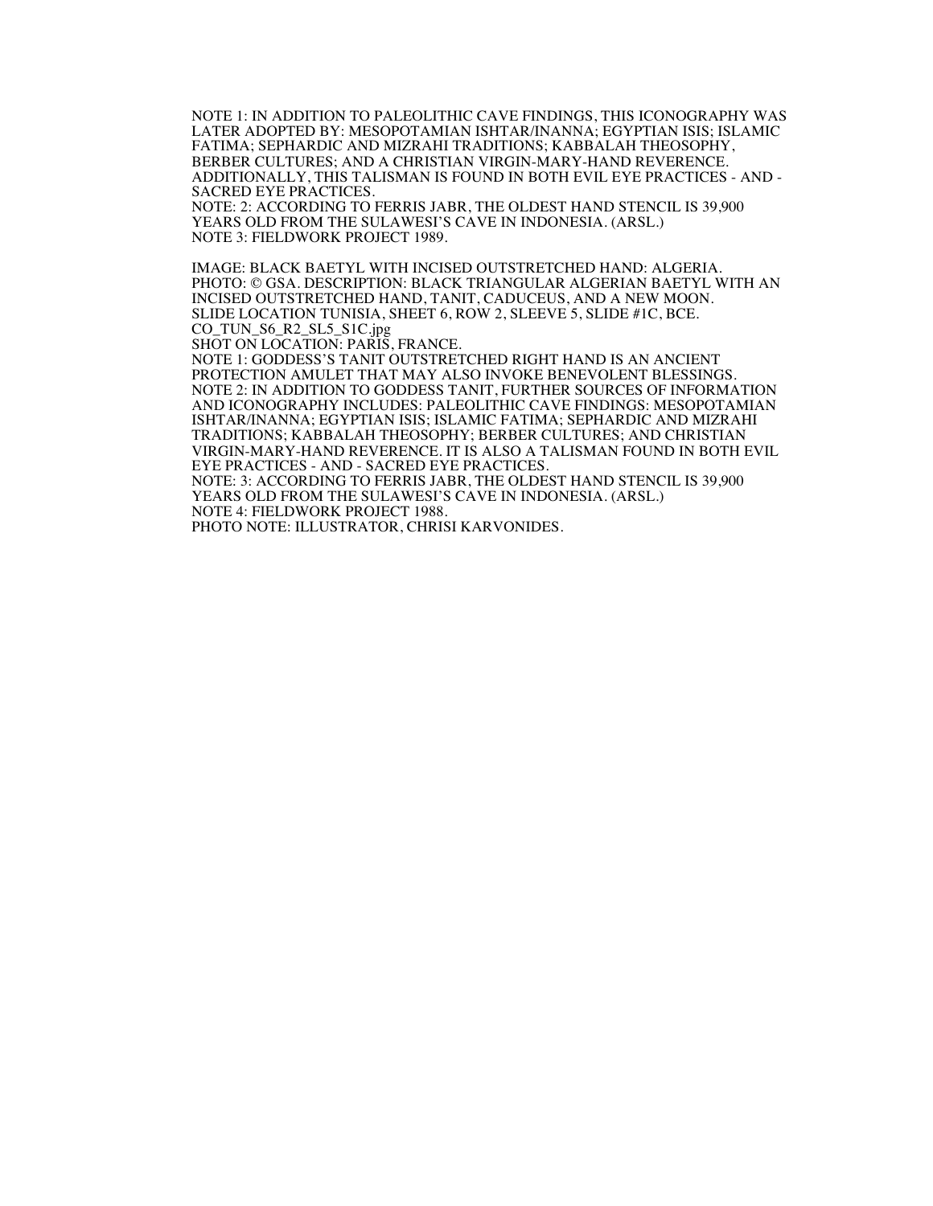NOTE 1: IN ADDITION TO PALEOLITHIC CAVE FINDINGS, THIS ICONOGRAPHY WAS LATER ADOPTED BY: MESOPOTAMIAN ISHTAR/INANNA; EGYPTIAN ISIS; ISLAMIC FATIMA; SEPHARDIC AND MIZRAHI TRADITIONS; KABBALAH THEOSOPHY, BERBER CULTURES; AND A CHRISTIAN VIRGIN-MARY-HAND REVERENCE. ADDITIONALLY, THIS TALISMAN IS FOUND IN BOTH EVIL EYE PRACTICES - AND - SACRED EYE PRACTICES.
NOTE: 2: ACCORDING TO FERRIS JABR, THE OLDEST HAND STENCIL IS 39,900 YEARS OLD FROM THE SULAWESI'S CAVE IN INDONESIA. (ARSL.)
NOTE 3: FIELDWORK PROJECT 1989.

IMAGE: BLACK BAETYL WITH INCISED OUTSTRETCHED HAND: ALGERIA.
PHOTO: © GSA. DESCRIPTION: BLACK TRIANGULAR ALGERIAN BAETYL WITH AN INCISED OUTSTRETCHED HAND, TANIT, CADUCEUS, AND A NEW MOON.
SLIDE LOCATION TUNISIA, SHEET 6, ROW 2, SLEEVE 5, SLIDE #1C, BCE.
CO_TUN_S6_R2_SL5_S1C.jpg
SHOT ON LOCATION: PARIS, FRANCE.
NOTE 1: GODDESS'S TANIT OUTSTRETCHED RIGHT HAND IS AN ANCIENT PROTECTION AMULET THAT MAY ALSO INVOKE BENEVOLENT BLESSINGS.
NOTE 2: IN ADDITION TO GODDESS TANIT, FURTHER SOURCES OF INFORMATION AND ICONOGRAPHY INCLUDES: PALEOLITHIC CAVE FINDINGS: MESOPOTAMIAN ISHTAR/INANNA; EGYPTIAN ISIS; ISLAMIC FATIMA; SEPHARDIC AND MIZRAHI TRADITIONS; KABBALAH THEOSOPHY; BERBER CULTURES; AND CHRISTIAN VIRGIN-MARY-HAND REVERENCE. IT IS ALSO A TALISMAN FOUND IN BOTH EVIL EYE PRACTICES - AND - SACRED EYE PRACTICES.
NOTE: 3: ACCORDING TO FERRIS JABR, THE OLDEST HAND STENCIL IS 39,900 YEARS OLD FROM THE SULAWESI'S CAVE IN INDONESIA. (ARSL.)
NOTE 4: FIELDWORK PROJECT 1988.
PHOTO NOTE: ILLUSTRATOR, CHRISI KARVONIDES.